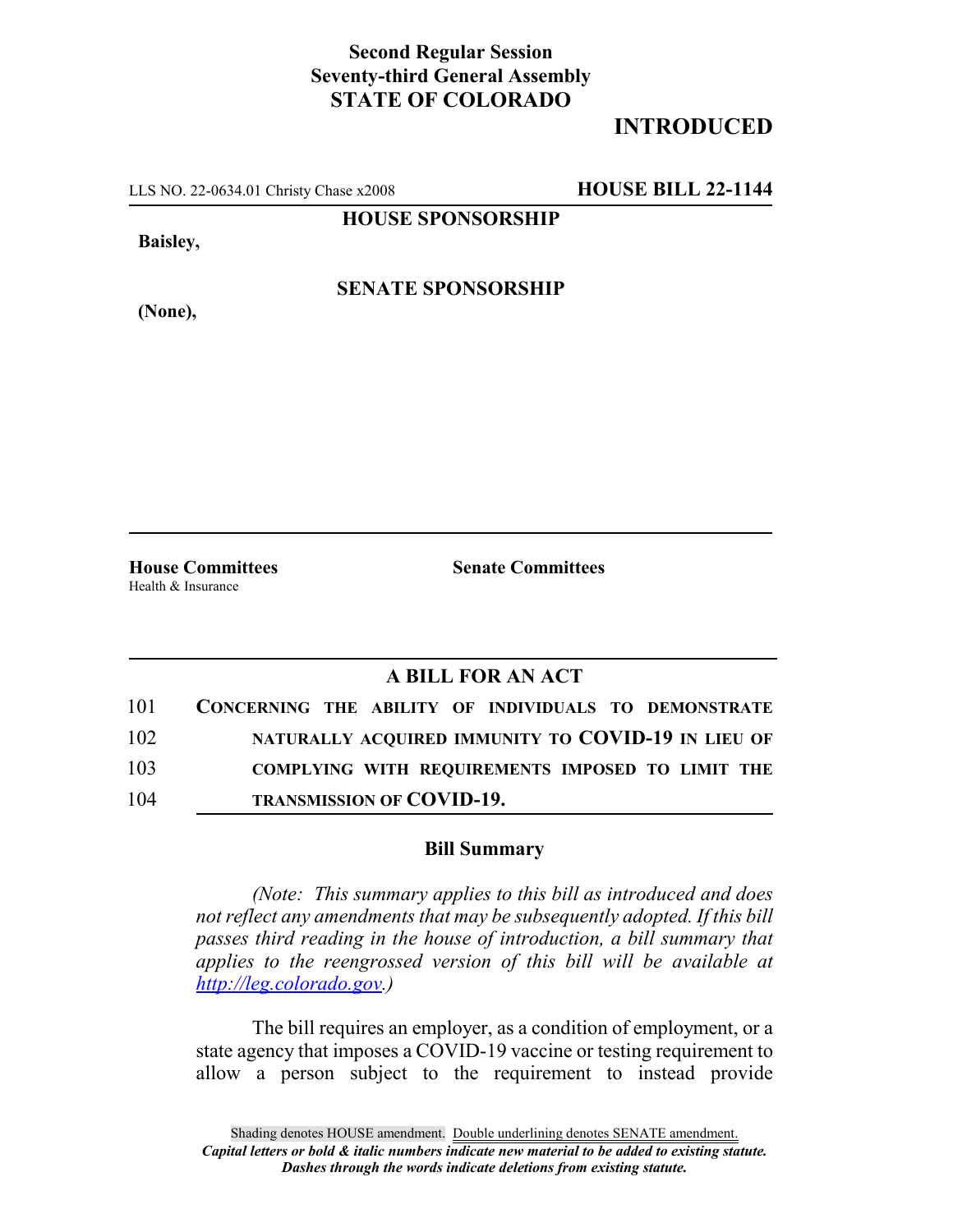**Second Regular Session**
**Seventy-third General Assembly**
**STATE OF COLORADO**

**INTRODUCED**

LLS NO. 22-0634.01 Christy Chase x2008 **HOUSE BILL 22-1144**

**HOUSE SPONSORSHIP**

**Baisley,**

**SENATE SPONSORSHIP**

**(None),**

**House Committees**
Health & Insurance

**Senate Committees**

## A BILL FOR AN ACT

101 **CONCERNING THE ABILITY OF INDIVIDUALS TO DEMONSTRATE**
102 **NATURALLY ACQUIRED IMMUNITY TO COVID-19 IN LIEU OF**
103 **COMPLYING WITH REQUIREMENTS IMPOSED TO LIMIT THE**
104 **TRANSMISSION OF COVID-19.**

### Bill Summary

*(Note: This summary applies to this bill as introduced and does not reflect any amendments that may be subsequently adopted. If this bill passes third reading in the house of introduction, a bill summary that applies to the reengrossed version of this bill will be available at http://leg.colorado.gov.)*

The bill requires an employer, as a condition of employment, or a state agency that imposes a COVID-19 vaccine or testing requirement to allow a person subject to the requirement to instead provide

Shading denotes HOUSE amendment. Double underlining denotes SENATE amendment.
*Capital letters or bold & italic numbers indicate new material to be added to existing statute.*
*Dashes through the words indicate deletions from existing statute.*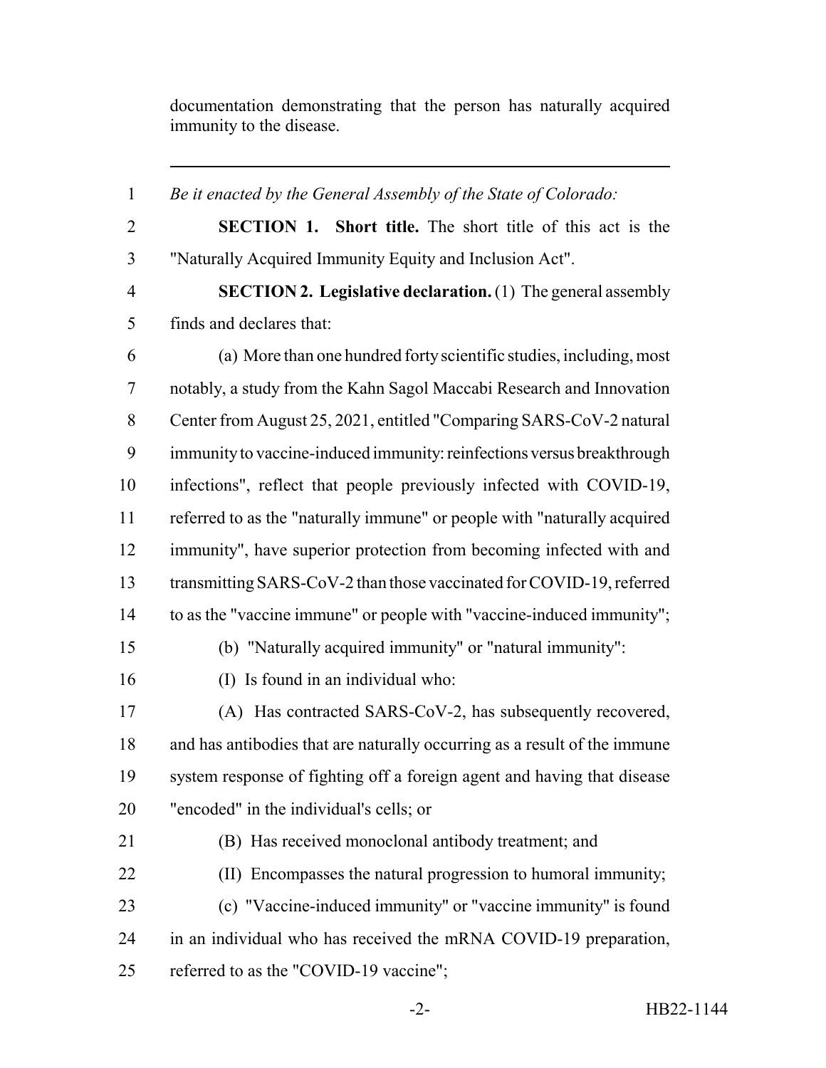documentation demonstrating that the person has naturally acquired immunity to the disease.

---

*Be it enacted by the General Assembly of the State of Colorado:*

**SECTION 1. Short title.** The short title of this act is the "Naturally Acquired Immunity Equity and Inclusion Act".

**SECTION 2. Legislative declaration.** (1) The general assembly finds and declares that:

(a) More than one hundred forty scientific studies, including, most notably, a study from the Kahn Sagol Maccabi Research and Innovation Center from August 25, 2021, entitled "Comparing SARS-CoV-2 natural immunity to vaccine-induced immunity: reinfections versus breakthrough infections", reflect that people previously infected with COVID-19, referred to as the "naturally immune" or people with "naturally acquired immunity", have superior protection from becoming infected with and transmitting SARS-CoV-2 than those vaccinated for COVID-19, referred to as the "vaccine immune" or people with "vaccine-induced immunity";

(b) "Naturally acquired immunity" or "natural immunity":

(I) Is found in an individual who:

(A) Has contracted SARS-CoV-2, has subsequently recovered, and has antibodies that are naturally occurring as a result of the immune system response of fighting off a foreign agent and having that disease "encoded" in the individual's cells; or

(B) Has received monoclonal antibody treatment; and

(II) Encompasses the natural progression to humoral immunity;

(c) "Vaccine-induced immunity" or "vaccine immunity" is found in an individual who has received the mRNA COVID-19 preparation, referred to as the "COVID-19 vaccine";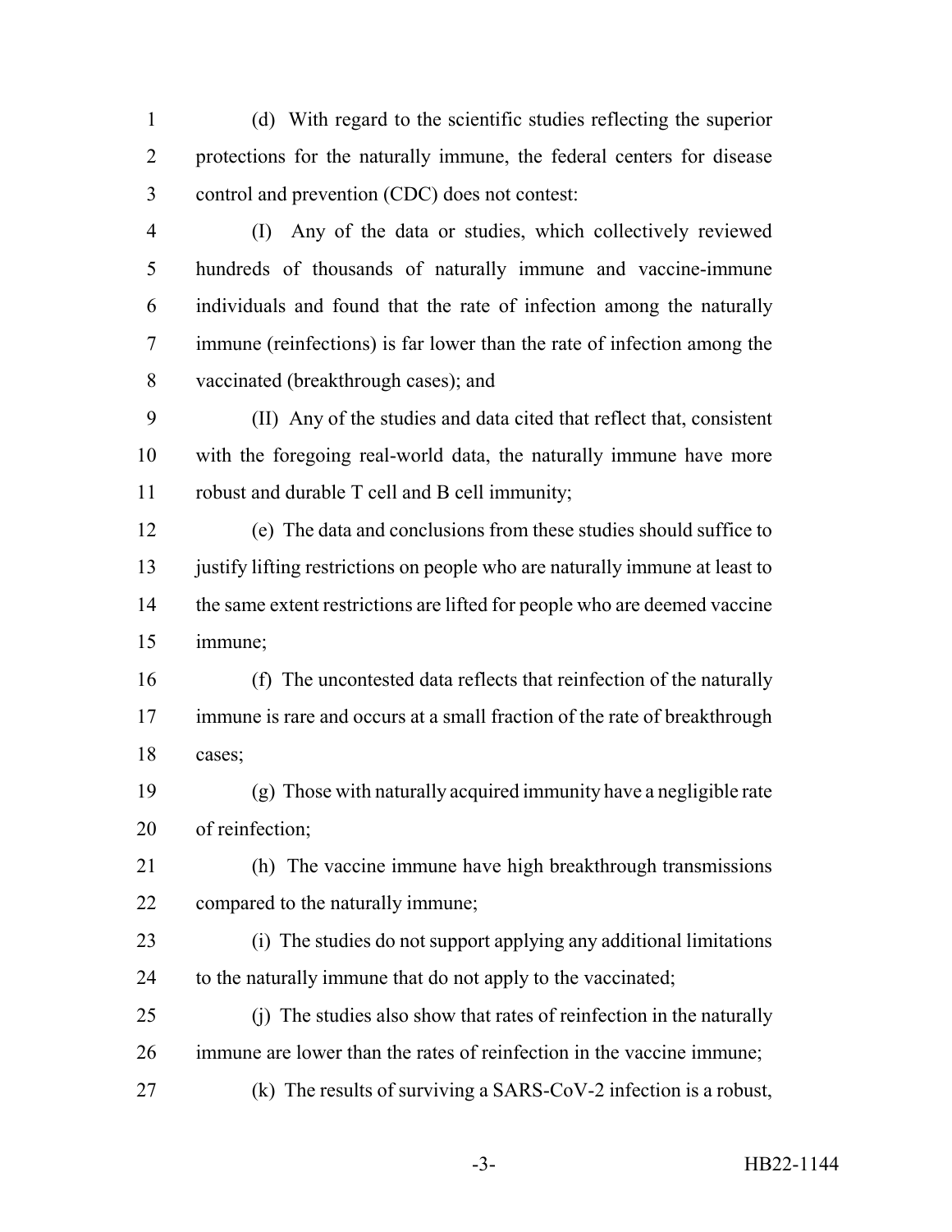(d) With regard to the scientific studies reflecting the superior protections for the naturally immune, the federal centers for disease control and prevention (CDC) does not contest:

(I) Any of the data or studies, which collectively reviewed hundreds of thousands of naturally immune and vaccine-immune individuals and found that the rate of infection among the naturally immune (reinfections) is far lower than the rate of infection among the vaccinated (breakthrough cases); and

(II) Any of the studies and data cited that reflect that, consistent with the foregoing real-world data, the naturally immune have more robust and durable T cell and B cell immunity;

(e) The data and conclusions from these studies should suffice to justify lifting restrictions on people who are naturally immune at least to the same extent restrictions are lifted for people who are deemed vaccine immune;

(f) The uncontested data reflects that reinfection of the naturally immune is rare and occurs at a small fraction of the rate of breakthrough cases;

(g) Those with naturally acquired immunity have a negligible rate of reinfection;

(h) The vaccine immune have high breakthrough transmissions compared to the naturally immune;

(i) The studies do not support applying any additional limitations to the naturally immune that do not apply to the vaccinated;

(j) The studies also show that rates of reinfection in the naturally immune are lower than the rates of reinfection in the vaccine immune;

(k) The results of surviving a SARS-CoV-2 infection is a robust,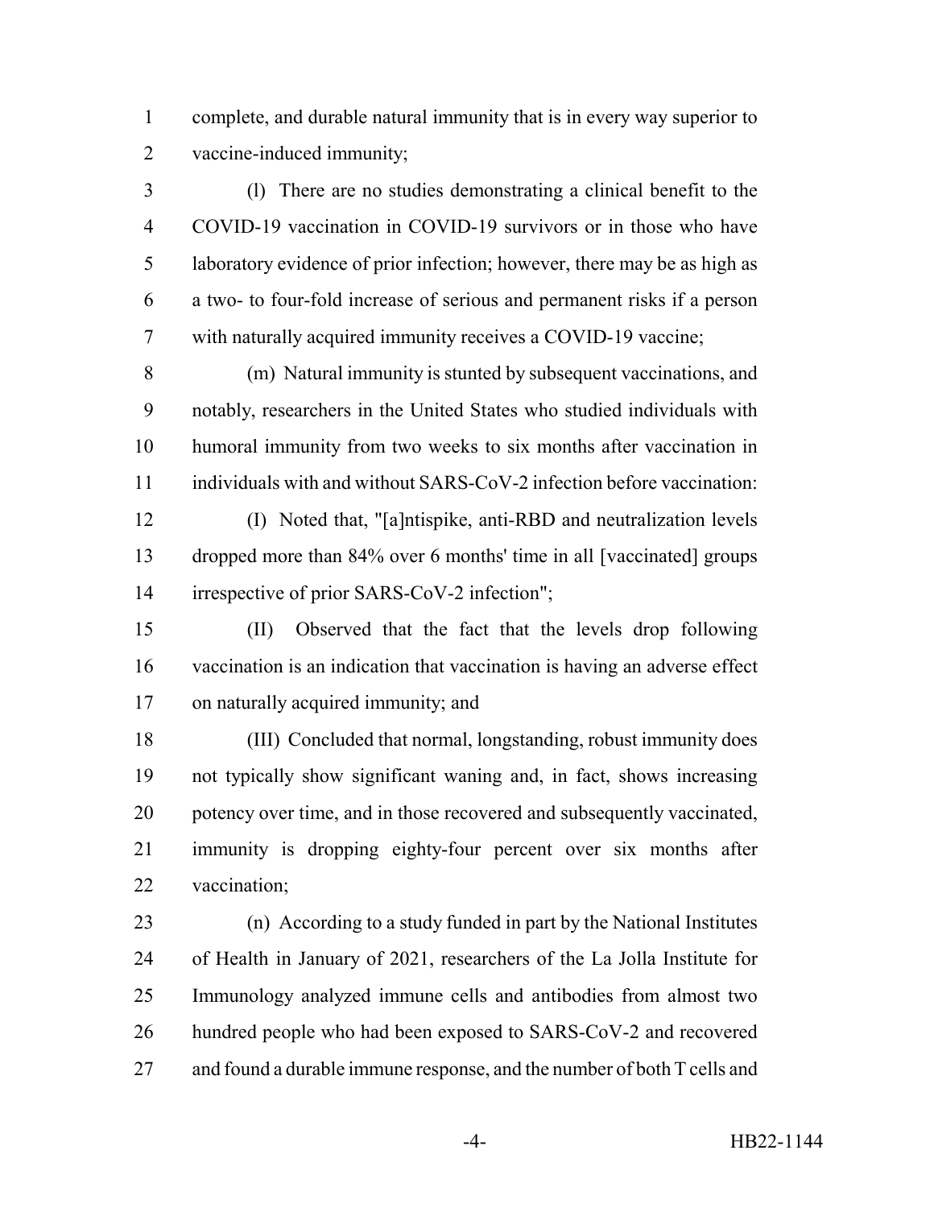complete, and durable natural immunity that is in every way superior to vaccine-induced immunity;

(l) There are no studies demonstrating a clinical benefit to the COVID-19 vaccination in COVID-19 survivors or in those who have laboratory evidence of prior infection; however, there may be as high as a two- to four-fold increase of serious and permanent risks if a person with naturally acquired immunity receives a COVID-19 vaccine;

(m) Natural immunity is stunted by subsequent vaccinations, and notably, researchers in the United States who studied individuals with humoral immunity from two weeks to six months after vaccination in individuals with and without SARS-CoV-2 infection before vaccination:

(I) Noted that, "[a]ntispike, anti-RBD and neutralization levels dropped more than 84% over 6 months' time in all [vaccinated] groups irrespective of prior SARS-CoV-2 infection";

(II) Observed that the fact that the levels drop following vaccination is an indication that vaccination is having an adverse effect on naturally acquired immunity; and

(III) Concluded that normal, longstanding, robust immunity does not typically show significant waning and, in fact, shows increasing potency over time, and in those recovered and subsequently vaccinated, immunity is dropping eighty-four percent over six months after vaccination;

(n) According to a study funded in part by the National Institutes of Health in January of 2021, researchers of the La Jolla Institute for Immunology analyzed immune cells and antibodies from almost two hundred people who had been exposed to SARS-CoV-2 and recovered and found a durable immune response, and the number of both T cells and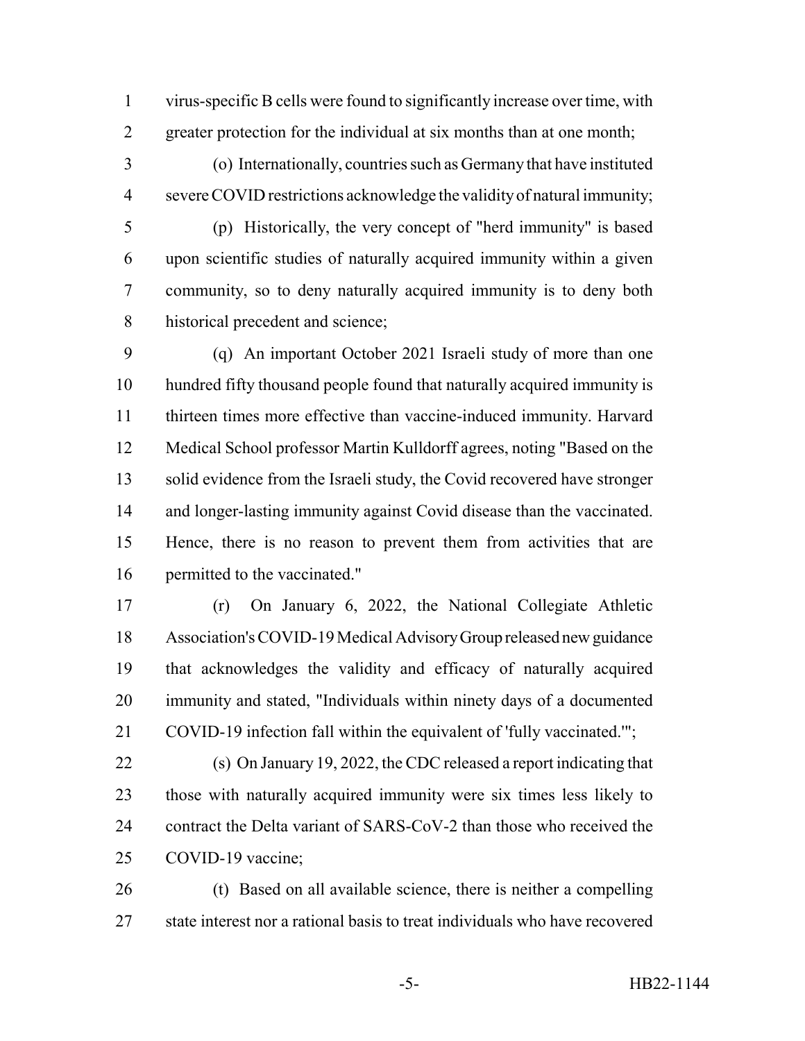virus-specific B cells were found to significantly increase over time, with greater protection for the individual at six months than at one month;

(o) Internationally, countries such as Germany that have instituted severe COVID restrictions acknowledge the validity of natural immunity;

(p) Historically, the very concept of "herd immunity" is based upon scientific studies of naturally acquired immunity within a given community, so to deny naturally acquired immunity is to deny both historical precedent and science;

(q) An important October 2021 Israeli study of more than one hundred fifty thousand people found that naturally acquired immunity is thirteen times more effective than vaccine-induced immunity. Harvard Medical School professor Martin Kulldorff agrees, noting "Based on the solid evidence from the Israeli study, the Covid recovered have stronger and longer-lasting immunity against Covid disease than the vaccinated. Hence, there is no reason to prevent them from activities that are permitted to the vaccinated."

(r) On January 6, 2022, the National Collegiate Athletic Association's COVID-19 Medical Advisory Group released new guidance that acknowledges the validity and efficacy of naturally acquired immunity and stated, "Individuals within ninety days of a documented COVID-19 infection fall within the equivalent of 'fully vaccinated.'";

(s) On January 19, 2022, the CDC released a report indicating that those with naturally acquired immunity were six times less likely to contract the Delta variant of SARS-CoV-2 than those who received the COVID-19 vaccine;

(t) Based on all available science, there is neither a compelling state interest nor a rational basis to treat individuals who have recovered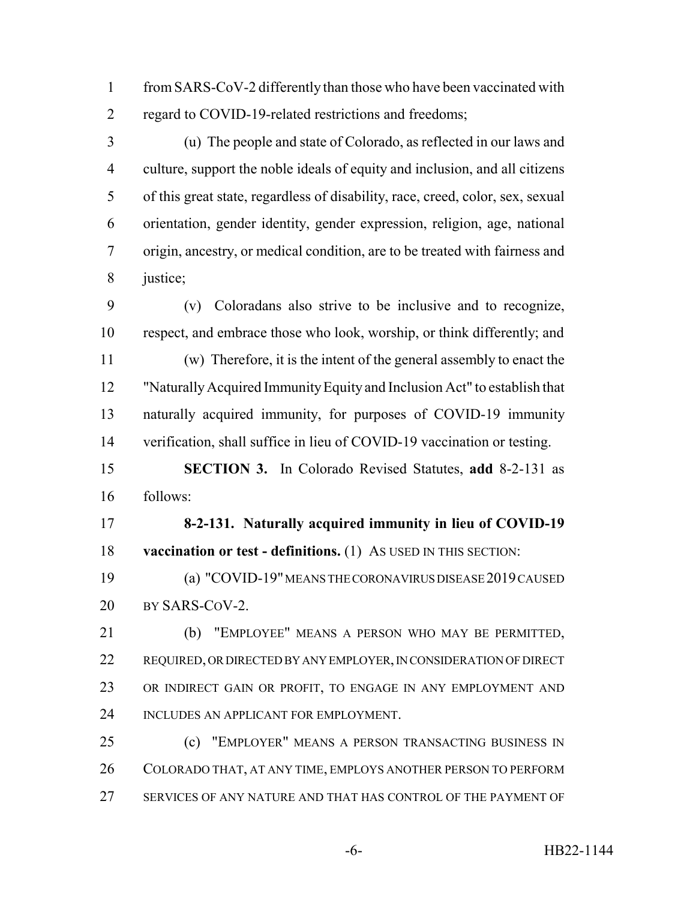from SARS-CoV-2 differently than those who have been vaccinated with regard to COVID-19-related restrictions and freedoms;

(u) The people and state of Colorado, as reflected in our laws and culture, support the noble ideals of equity and inclusion, and all citizens of this great state, regardless of disability, race, creed, color, sex, sexual orientation, gender identity, gender expression, religion, age, national origin, ancestry, or medical condition, are to be treated with fairness and justice;

(v) Coloradans also strive to be inclusive and to recognize, respect, and embrace those who look, worship, or think differently; and

(w) Therefore, it is the intent of the general assembly to enact the "Naturally Acquired Immunity Equity and Inclusion Act" to establish that naturally acquired immunity, for purposes of COVID-19 immunity verification, shall suffice in lieu of COVID-19 vaccination or testing.

**SECTION 3.** In Colorado Revised Statutes, **add** 8-2-131 as follows:

**8-2-131. Naturally acquired immunity in lieu of COVID-19 vaccination or test - definitions.** (1) AS USED IN THIS SECTION:

(a) "COVID-19" MEANS THE CORONAVIRUS DISEASE 2019 CAUSED BY SARS-COV-2.

(b) "EMPLOYEE" MEANS A PERSON WHO MAY BE PERMITTED, REQUIRED, OR DIRECTED BY ANY EMPLOYER, IN CONSIDERATION OF DIRECT OR INDIRECT GAIN OR PROFIT, TO ENGAGE IN ANY EMPLOYMENT AND INCLUDES AN APPLICANT FOR EMPLOYMENT.

(c) "EMPLOYER" MEANS A PERSON TRANSACTING BUSINESS IN COLORADO THAT, AT ANY TIME, EMPLOYS ANOTHER PERSON TO PERFORM SERVICES OF ANY NATURE AND THAT HAS CONTROL OF THE PAYMENT OF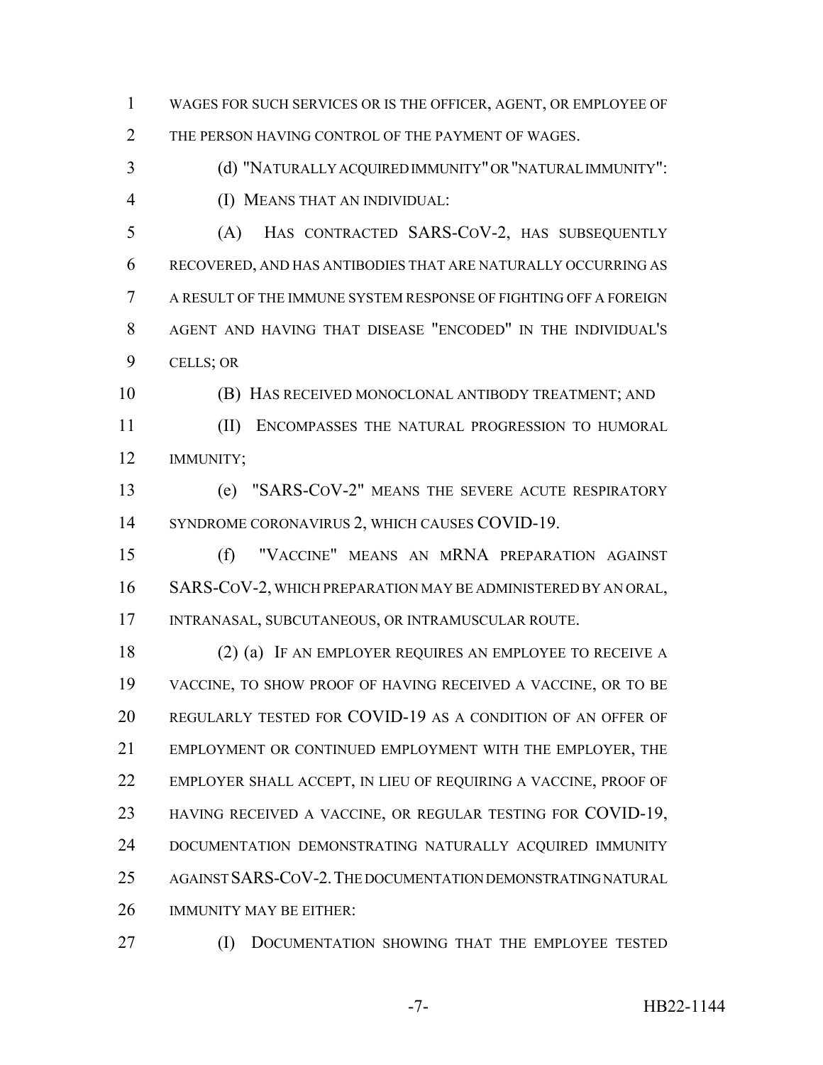WAGES FOR SUCH SERVICES OR IS THE OFFICER, AGENT, OR EMPLOYEE OF THE PERSON HAVING CONTROL OF THE PAYMENT OF WAGES.

(d) "NATURALLY ACQUIRED IMMUNITY" OR "NATURAL IMMUNITY":

(I) MEANS THAT AN INDIVIDUAL:

(A) HAS CONTRACTED SARS-COV-2, HAS SUBSEQUENTLY RECOVERED, AND HAS ANTIBODIES THAT ARE NATURALLY OCCURRING AS A RESULT OF THE IMMUNE SYSTEM RESPONSE OF FIGHTING OFF A FOREIGN AGENT AND HAVING THAT DISEASE "ENCODED" IN THE INDIVIDUAL'S CELLS; OR

(B) HAS RECEIVED MONOCLONAL ANTIBODY TREATMENT; AND

(II) ENCOMPASSES THE NATURAL PROGRESSION TO HUMORAL IMMUNITY;

(e) "SARS-COV-2" MEANS THE SEVERE ACUTE RESPIRATORY SYNDROME CORONAVIRUS 2, WHICH CAUSES COVID-19.

(f) "VACCINE" MEANS AN MRNA PREPARATION AGAINST SARS-COV-2, WHICH PREPARATION MAY BE ADMINISTERED BY AN ORAL, INTRANASAL, SUBCUTANEOUS, OR INTRAMUSCULAR ROUTE.

(2) (a) IF AN EMPLOYER REQUIRES AN EMPLOYEE TO RECEIVE A VACCINE, TO SHOW PROOF OF HAVING RECEIVED A VACCINE, OR TO BE REGULARLY TESTED FOR COVID-19 AS A CONDITION OF AN OFFER OF EMPLOYMENT OR CONTINUED EMPLOYMENT WITH THE EMPLOYER, THE EMPLOYER SHALL ACCEPT, IN LIEU OF REQUIRING A VACCINE, PROOF OF HAVING RECEIVED A VACCINE, OR REGULAR TESTING FOR COVID-19, DOCUMENTATION DEMONSTRATING NATURALLY ACQUIRED IMMUNITY AGAINST SARS-COV-2. THE DOCUMENTATION DEMONSTRATING NATURAL IMMUNITY MAY BE EITHER:

(I) DOCUMENTATION SHOWING THAT THE EMPLOYEE TESTED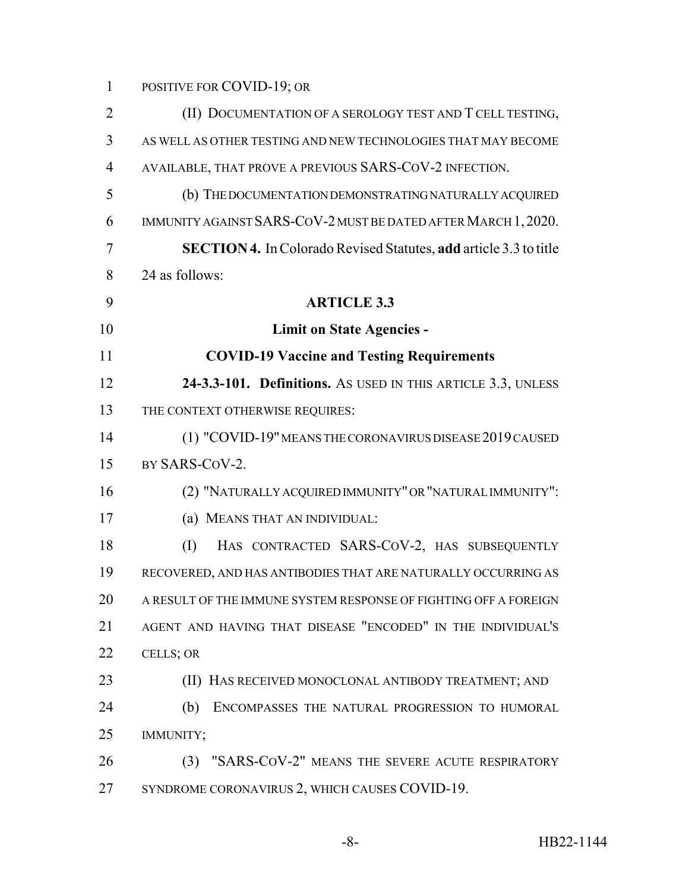POSITIVE FOR COVID-19; OR

(II) DOCUMENTATION OF A SEROLOGY TEST AND T CELL TESTING, AS WELL AS OTHER TESTING AND NEW TECHNOLOGIES THAT MAY BECOME AVAILABLE, THAT PROVE A PREVIOUS SARS-COV-2 INFECTION.

(b) THE DOCUMENTATION DEMONSTRATING NATURALLY ACQUIRED IMMUNITY AGAINST SARS-COV-2 MUST BE DATED AFTER MARCH 1, 2020.

**SECTION 4.** In Colorado Revised Statutes, **add** article 3.3 to title 24 as follows:

**ARTICLE 3.3**

**Limit on State Agencies -**

**COVID-19 Vaccine and Testing Requirements**

**24-3.3-101. Definitions.** AS USED IN THIS ARTICLE 3.3, UNLESS THE CONTEXT OTHERWISE REQUIRES:

(1) "COVID-19" MEANS THE CORONAVIRUS DISEASE 2019 CAUSED BY SARS-COV-2.

(2) "NATURALLY ACQUIRED IMMUNITY" OR "NATURAL IMMUNITY":

(a) MEANS THAT AN INDIVIDUAL:

(I) HAS CONTRACTED SARS-COV-2, HAS SUBSEQUENTLY RECOVERED, AND HAS ANTIBODIES THAT ARE NATURALLY OCCURRING AS A RESULT OF THE IMMUNE SYSTEM RESPONSE OF FIGHTING OFF A FOREIGN AGENT AND HAVING THAT DISEASE "ENCODED" IN THE INDIVIDUAL'S CELLS; OR

(II) HAS RECEIVED MONOCLONAL ANTIBODY TREATMENT; AND

(b) ENCOMPASSES THE NATURAL PROGRESSION TO HUMORAL IMMUNITY;

(3) "SARS-COV-2" MEANS THE SEVERE ACUTE RESPIRATORY SYNDROME CORONAVIRUS 2, WHICH CAUSES COVID-19.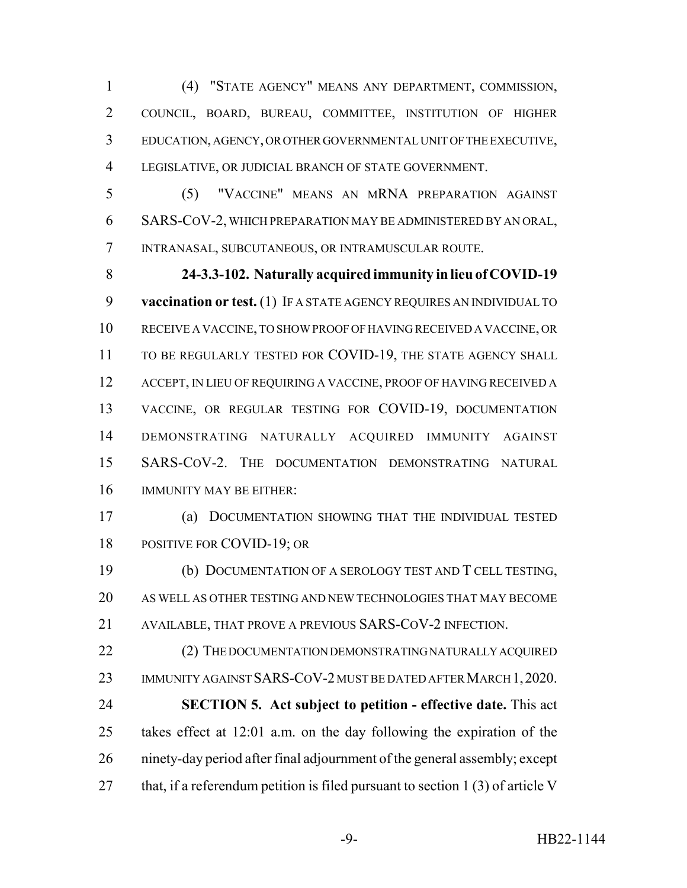(4) "STATE AGENCY" MEANS ANY DEPARTMENT, COMMISSION, COUNCIL, BOARD, BUREAU, COMMITTEE, INSTITUTION OF HIGHER EDUCATION, AGENCY, OR OTHER GOVERNMENTAL UNIT OF THE EXECUTIVE, LEGISLATIVE, OR JUDICIAL BRANCH OF STATE GOVERNMENT.

(5) "VACCINE" MEANS AN MRNA PREPARATION AGAINST SARS-COV-2, WHICH PREPARATION MAY BE ADMINISTERED BY AN ORAL, INTRANASAL, SUBCUTANEOUS, OR INTRAMUSCULAR ROUTE.

**24-3.3-102. Naturally acquired immunity in lieu of COVID-19 vaccination or test.** (1) IF A STATE AGENCY REQUIRES AN INDIVIDUAL TO RECEIVE A VACCINE, TO SHOW PROOF OF HAVING RECEIVED A VACCINE, OR TO BE REGULARLY TESTED FOR COVID-19, THE STATE AGENCY SHALL ACCEPT, IN LIEU OF REQUIRING A VACCINE, PROOF OF HAVING RECEIVED A VACCINE, OR REGULAR TESTING FOR COVID-19, DOCUMENTATION DEMONSTRATING NATURALLY ACQUIRED IMMUNITY AGAINST SARS-COV-2. THE DOCUMENTATION DEMONSTRATING NATURAL IMMUNITY MAY BE EITHER:

(a) DOCUMENTATION SHOWING THAT THE INDIVIDUAL TESTED POSITIVE FOR COVID-19; OR

(b) DOCUMENTATION OF A SEROLOGY TEST AND T CELL TESTING, AS WELL AS OTHER TESTING AND NEW TECHNOLOGIES THAT MAY BECOME AVAILABLE, THAT PROVE A PREVIOUS SARS-COV-2 INFECTION.

(2) THE DOCUMENTATION DEMONSTRATING NATURALLY ACQUIRED IMMUNITY AGAINST SARS-COV-2 MUST BE DATED AFTER MARCH 1, 2020.

**SECTION 5. Act subject to petition - effective date.** This act takes effect at 12:01 a.m. on the day following the expiration of the ninety-day period after final adjournment of the general assembly; except that, if a referendum petition is filed pursuant to section 1 (3) of article V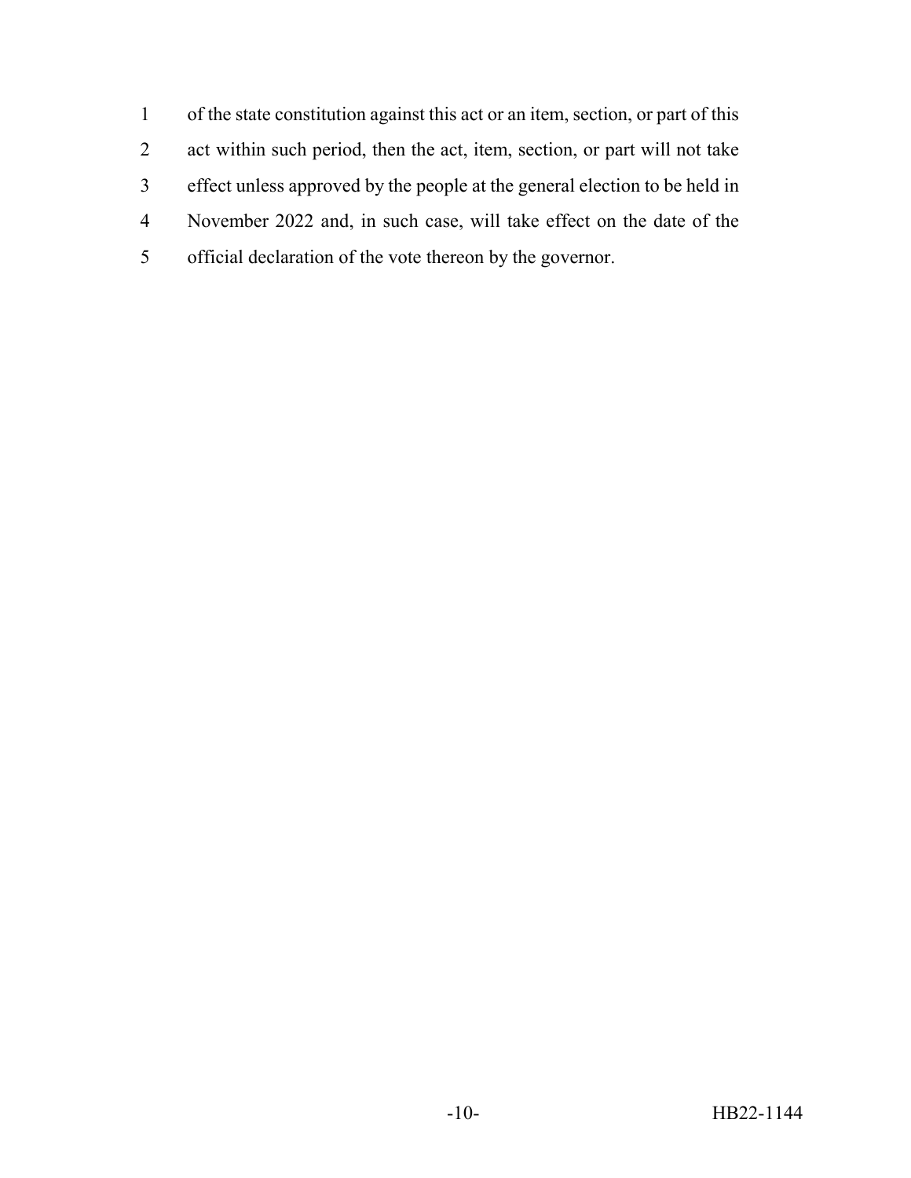of the state constitution against this act or an item, section, or part of this act within such period, then the act, item, section, or part will not take effect unless approved by the people at the general election to be held in November 2022 and, in such case, will take effect on the date of the official declaration of the vote thereon by the governor.